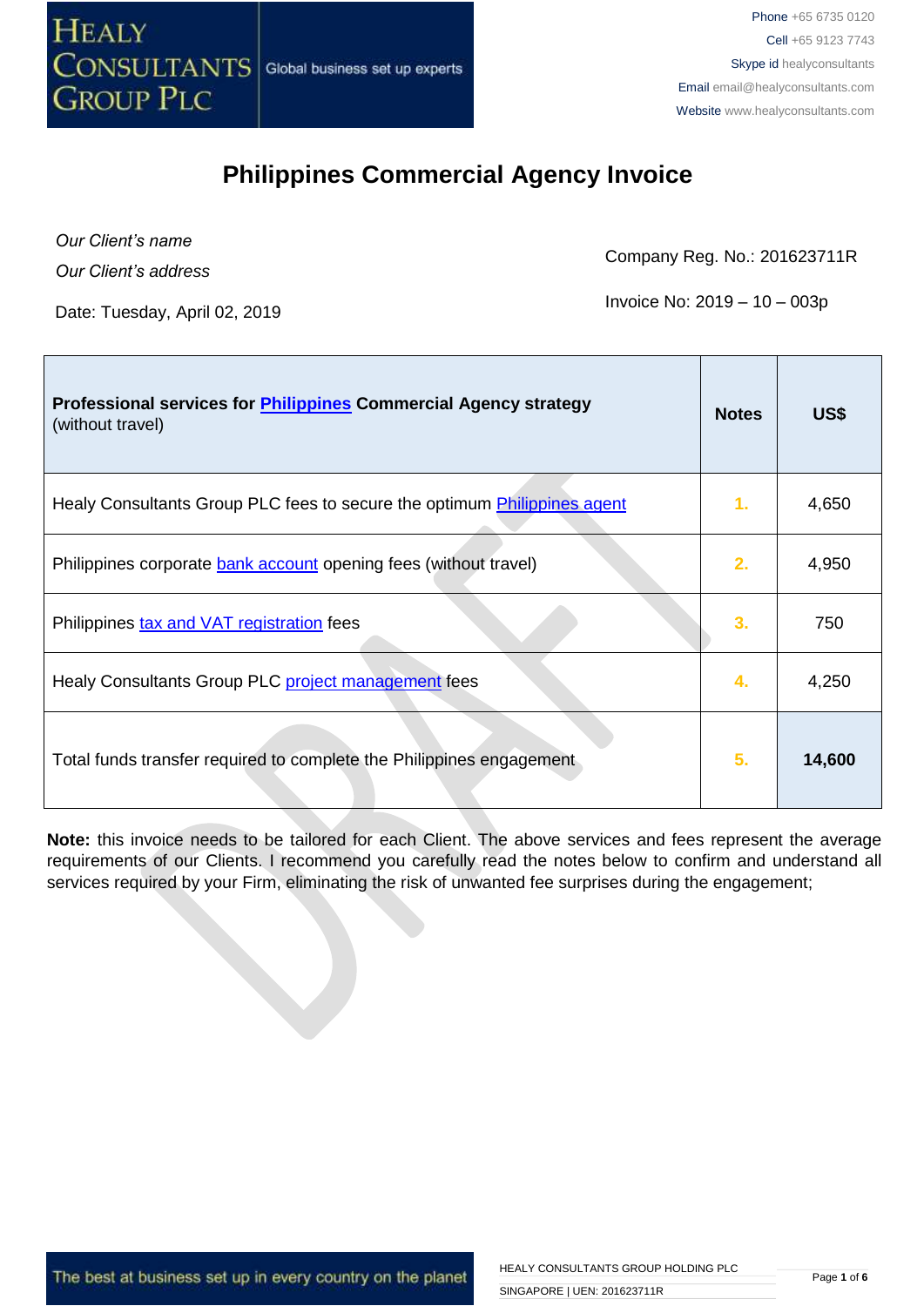# Philippines Commercial Agency Invoice

*Our Client's name*

*Our Client's address*

Date: Tuesday, April 02, 2019

Company Reg. No.: 201623711R

Invoice No: 2019 – 10 – 003p

| **Professional services for Philippines Commercial Agency strategy** (without travel) | **Notes** | **US$** |
|---|---|---|
| Healy Consultants Group PLC fees to secure the optimum Philippines agent | 1. | 4,650 |
| Philippines corporate bank account opening fees (without travel) | 2. | 4,950 |
| Philippines tax and VAT registration fees | 3. | 750 |
| Healy Consultants Group PLC project management fees | 4. | 4,250 |
| Total funds transfer required to complete the Philippines engagement | 5. | **14,600** |

**Note:** this invoice needs to be tailored for each Client. The above services and fees represent the average requirements of our Clients. I recommend you carefully read the notes below to confirm and understand all services required by your Firm, eliminating the risk of unwanted fee surprises during the engagement;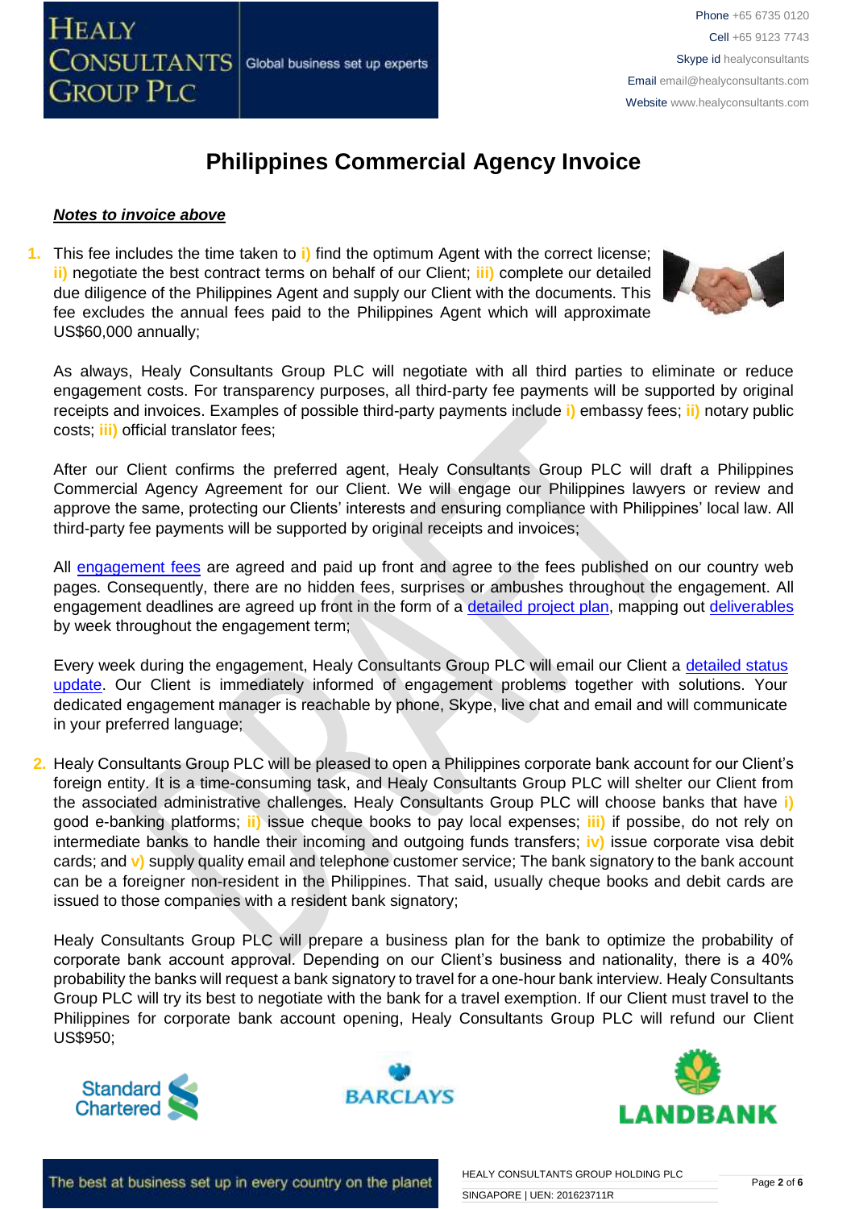# Philippines Commercial Agency Invoice

***Notes to invoice above***

1. This fee includes the time taken to i) find the optimum Agent with the correct license; ii) negotiate the best contract terms on behalf of our Client; iii) complete our detailed due diligence of the Philippines Agent and supply our Client with the documents. This fee excludes the annual fees paid to the Philippines Agent which will approximate US$60,000 annually;

   As always, Healy Consultants Group PLC will negotiate with all third parties to eliminate or reduce engagement costs. For transparency purposes, all third-party fee payments will be supported by original receipts and invoices. Examples of possible third-party payments include i) embassy fees; ii) notary public costs; iii) official translator fees;

   After our Client confirms the preferred agent, Healy Consultants Group PLC will draft a Philippines Commercial Agency Agreement for our Client. We will engage our Philippines lawyers or review and approve the same, protecting our Clients' interests and ensuring compliance with Philippines' local law. All third-party fee payments will be supported by original receipts and invoices;

   All engagement fees are agreed and paid up front and agree to the fees published on our country web pages. Consequently, there are no hidden fees, surprises or ambushes throughout the engagement. All engagement deadlines are agreed up front in the form of a detailed project plan, mapping out deliverables by week throughout the engagement term;

   Every week during the engagement, Healy Consultants Group PLC will email our Client a detailed status update. Our Client is immediately informed of engagement problems together with solutions. Your dedicated engagement manager is reachable by phone, Skype, live chat and email and will communicate in your preferred language;

2. Healy Consultants Group PLC will be pleased to open a Philippines corporate bank account for our Client's foreign entity. It is a time-consuming task, and Healy Consultants Group PLC will shelter our Client from the associated administrative challenges. Healy Consultants Group PLC will choose banks that have i) good e-banking platforms; ii) issue cheque books to pay local expenses; iii) if possibe, do not rely on intermediate banks to handle their incoming and outgoing funds transfers; iv) issue corporate visa debit cards; and v) supply quality email and telephone customer service; The bank signatory to the bank account can be a foreigner non-resident in the Philippines. That said, usually cheque books and debit cards are issued to those companies with a resident bank signatory;

   Healy Consultants Group PLC will prepare a business plan for the bank to optimize the probability of corporate bank account approval. Depending on our Client's business and nationality, there is a 40% probability the banks will request a bank signatory to travel for a one-hour bank interview. Healy Consultants Group PLC will try its best to negotiate with the bank for a travel exemption. If our Client must travel to the Philippines for corporate bank account opening, Healy Consultants Group PLC will refund our Client US$950;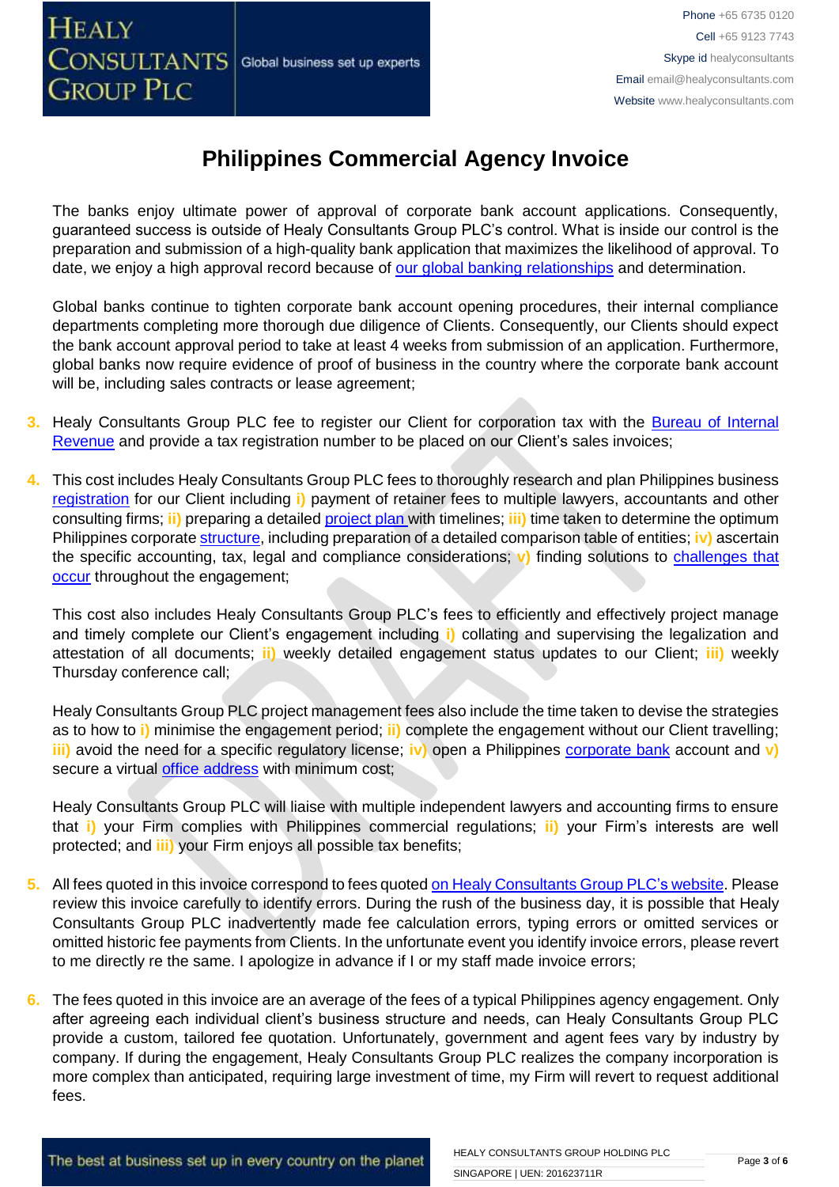# Philippines Commercial Agency Invoice

The banks enjoy ultimate power of approval of corporate bank account applications. Consequently, guaranteed success is outside of Healy Consultants Group PLC's control. What is inside our control is the preparation and submission of a high-quality bank application that maximizes the likelihood of approval. To date, we enjoy a high approval record because of our global banking relationships and determination.

Global banks continue to tighten corporate bank account opening procedures, their internal compliance departments completing more thorough due diligence of Clients. Consequently, our Clients should expect the bank account approval period to take at least 4 weeks from submission of an application. Furthermore, global banks now require evidence of proof of business in the country where the corporate bank account will be, including sales contracts or lease agreement;

3. Healy Consultants Group PLC fee to register our Client for corporation tax with the Bureau of Internal Revenue and provide a tax registration number to be placed on our Client's sales invoices;

4. This cost includes Healy Consultants Group PLC fees to thoroughly research and plan Philippines business registration for our Client including **i)** payment of retainer fees to multiple lawyers, accountants and other consulting firms; **ii)** preparing a detailed project plan with timelines; **iii)** time taken to determine the optimum Philippines corporate structure, including preparation of a detailed comparison table of entities; **iv)** ascertain the specific accounting, tax, legal and compliance considerations; **v)** finding solutions to challenges that occur throughout the engagement;

   This cost also includes Healy Consultants Group PLC's fees to efficiently and effectively project manage and timely complete our Client's engagement including **i)** collating and supervising the legalization and attestation of all documents; **ii)** weekly detailed engagement status updates to our Client; **iii)** weekly Thursday conference call;

   Healy Consultants Group PLC project management fees also include the time taken to devise the strategies as to how to **i)** minimise the engagement period; **ii)** complete the engagement without our Client travelling; **iii)** avoid the need for a specific regulatory license; **iv)** open a Philippines corporate bank account and **v)** secure a virtual office address with minimum cost;

   Healy Consultants Group PLC will liaise with multiple independent lawyers and accounting firms to ensure that **i)** your Firm complies with Philippines commercial regulations; **ii)** your Firm's interests are well protected; and **iii)** your Firm enjoys all possible tax benefits;

5. All fees quoted in this invoice correspond to fees quoted on Healy Consultants Group PLC's website. Please review this invoice carefully to identify errors. During the rush of the business day, it is possible that Healy Consultants Group PLC inadvertently made fee calculation errors, typing errors or omitted services or omitted historic fee payments from Clients. In the unfortunate event you identify invoice errors, please revert to me directly re the same. I apologize in advance if I or my staff made invoice errors;

6. The fees quoted in this invoice are an average of the fees of a typical Philippines agency engagement. Only after agreeing each individual client's business structure and needs, can Healy Consultants Group PLC provide a custom, tailored fee quotation. Unfortunately, government and agent fees vary by industry by company. If during the engagement, Healy Consultants Group PLC realizes the company incorporation is more complex than anticipated, requiring large investment of time, my Firm will revert to request additional fees.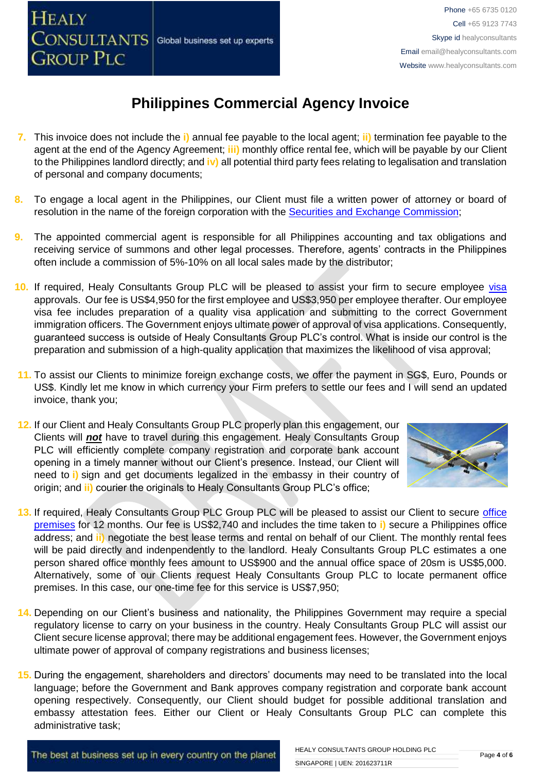# Philippines Commercial Agency Invoice

7. This invoice does not include the i) annual fee payable to the local agent; ii) termination fee payable to the agent at the end of the Agency Agreement; iii) monthly office rental fee, which will be payable by our Client to the Philippines landlord directly; and iv) all potential third party fees relating to legalisation and translation of personal and company documents;

8. To engage a local agent in the Philippines, our Client must file a written power of attorney or board of resolution in the name of the foreign corporation with the Securities and Exchange Commission;

9. The appointed commercial agent is responsible for all Philippines accounting and tax obligations and receiving service of summons and other legal processes. Therefore, agents' contracts in the Philippines often include a commission of 5%-10% on all local sales made by the distributor;

10. If required, Healy Consultants Group PLC will be pleased to assist your firm to secure employee visa approvals. Our fee is US$4,950 for the first employee and US$3,950 per employee therafter. Our employee visa fee includes preparation of a quality visa application and submitting to the correct Government immigration officers. The Government enjoys ultimate power of approval of visa applications. Consequently, guaranteed success is outside of Healy Consultants Group PLC's control. What is inside our control is the preparation and submission of a high-quality application that maximizes the likelihood of visa approval;

11. To assist our Clients to minimize foreign exchange costs, we offer the payment in SG$, Euro, Pounds or US$. Kindly let me know in which currency your Firm prefers to settle our fees and I will send an updated invoice, thank you;

12. If our Client and Healy Consultants Group PLC properly plan this engagement, our Clients will ***not*** have to travel during this engagement. Healy Consultants Group PLC will efficiently complete company registration and corporate bank account opening in a timely manner without our Client's presence. Instead, our Client will need to i) sign and get documents legalized in the embassy in their country of origin; and ii) courier the originals to Healy Consultants Group PLC's office;

13. If required, Healy Consultants Group PLC Group PLC will be pleased to assist our Client to secure office premises for 12 months. Our fee is US$2,740 and includes the time taken to i) secure a Philippines office address; and ii) negotiate the best lease terms and rental on behalf of our Client. The monthly rental fees will be paid directly and independently to the landlord. Healy Consultants Group PLC estimates a one person shared office monthly fees amount to US$900 and the annual office space of 20sm is US$5,000. Alternatively, some of our Clients request Healy Consultants Group PLC to locate permanent office premises. In this case, our one-time fee for this service is US$7,950;

14. Depending on our Client's business and nationality, the Philippines Government may require a special regulatory license to carry on your business in the country. Healy Consultants Group PLC will assist our Client secure license approval; there may be additional engagement fees. However, the Government enjoys ultimate power of approval of company registrations and business licenses;

15. During the engagement, shareholders and directors' documents may need to be translated into the local language; before the Government and Bank approves company registration and corporate bank account opening respectively. Consequently, our Client should budget for possible additional translation and embassy attestation fees. Either our Client or Healy Consultants Group PLC can complete this administrative task;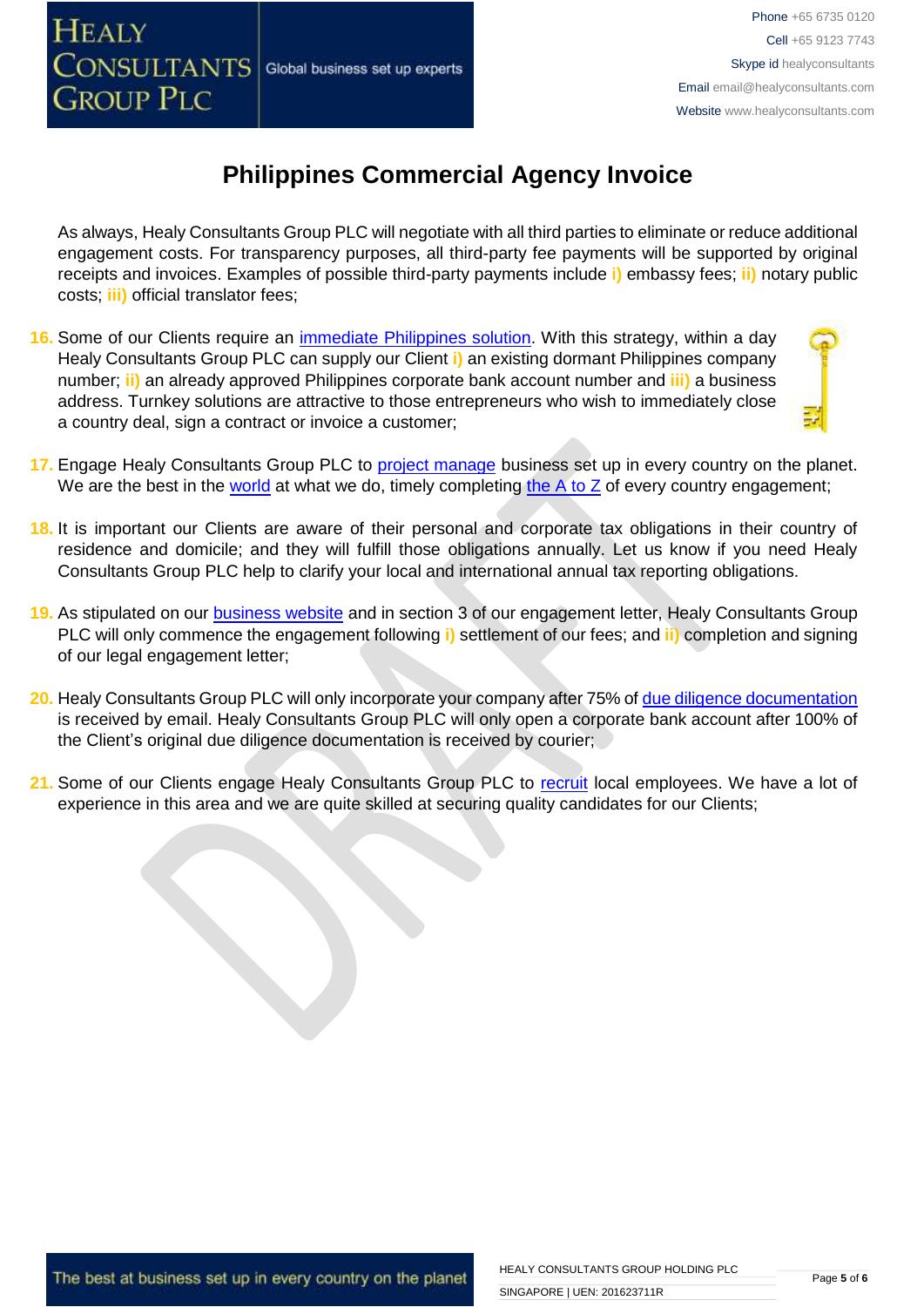# Philippines Commercial Agency Invoice

As always, Healy Consultants Group PLC will negotiate with all third parties to eliminate or reduce additional engagement costs. For transparency purposes, all third-party fee payments will be supported by original receipts and invoices. Examples of possible third-party payments include **i)** embassy fees; **ii)** notary public costs; **iii)** official translator fees;

16. Some of our Clients require an immediate Philippines solution. With this strategy, within a day Healy Consultants Group PLC can supply our Client **i)** an existing dormant Philippines company number; **ii)** an already approved Philippines corporate bank account number and **iii)** a business address. Turnkey solutions are attractive to those entrepreneurs who wish to immediately close a country deal, sign a contract or invoice a customer;

17. Engage Healy Consultants Group PLC to project manage business set up in every country on the planet. We are the best in the world at what we do, timely completing the A to Z of every country engagement;

18. It is important our Clients are aware of their personal and corporate tax obligations in their country of residence and domicile; and they will fulfill those obligations annually. Let us know if you need Healy Consultants Group PLC help to clarify your local and international annual tax reporting obligations.

19. As stipulated on our business website and in section 3 of our engagement letter, Healy Consultants Group PLC will only commence the engagement following **i)** settlement of our fees; and **ii)** completion and signing of our legal engagement letter;

20. Healy Consultants Group PLC will only incorporate your company after 75% of due diligence documentation is received by email. Healy Consultants Group PLC will only open a corporate bank account after 100% of the Client's original due diligence documentation is received by courier;

21. Some of our Clients engage Healy Consultants Group PLC to recruit local employees. We have a lot of experience in this area and we are quite skilled at securing quality candidates for our Clients;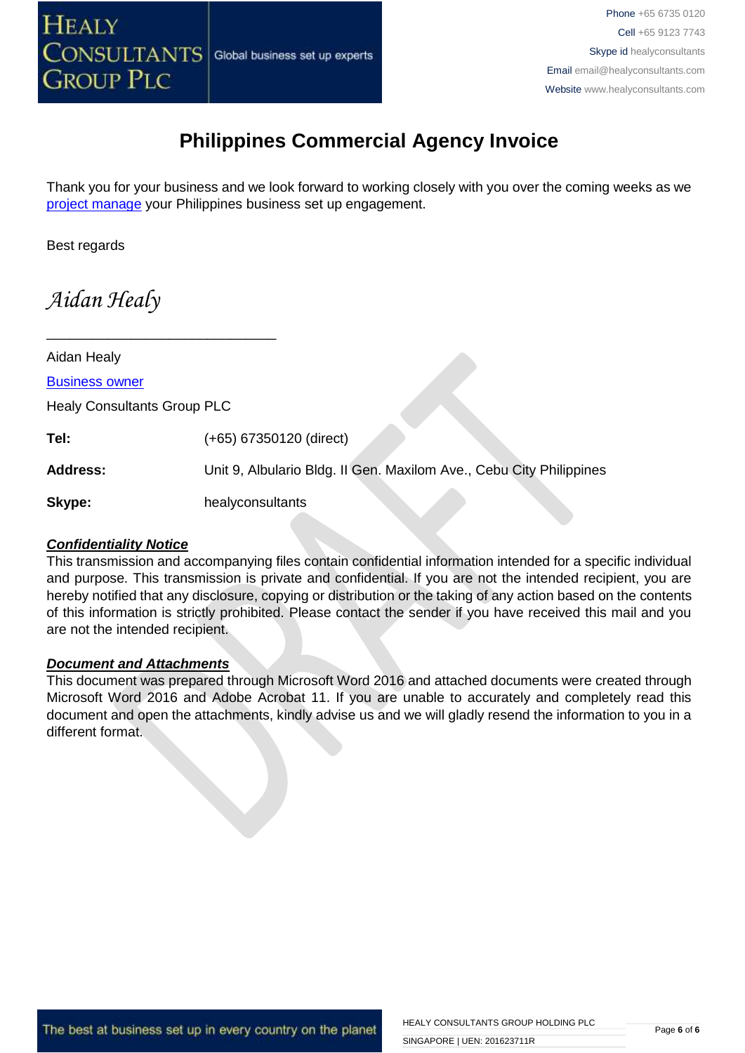# Philippines Commercial Agency Invoice

Thank you for your business and we look forward to working closely with you over the coming weeks as we project manage your Philippines business set up engagement.

Best regards

*Aidan Healy*

______________________________

Aidan Healy

Business owner

Healy Consultants Group PLC

| | |
|---|---|
| **Tel:** | (+65) 67350120 (direct) |
| **Address:** | Unit 9, Albulario Bldg. II Gen. Maxilom Ave., Cebu City Philippines |
| **Skype:** | healyconsultants |

***Confidentiality Notice***

This transmission and accompanying files contain confidential information intended for a specific individual and purpose. This transmission is private and confidential. If you are not the intended recipient, you are hereby notified that any disclosure, copying or distribution or the taking of any action based on the contents of this information is strictly prohibited. Please contact the sender if you have received this mail and you are not the intended recipient.

***Document and Attachments***

This document was prepared through Microsoft Word 2016 and attached documents were created through Microsoft Word 2016 and Adobe Acrobat 11. If you are unable to accurately and completely read this document and open the attachments, kindly advise us and we will gladly resend the information to you in a different format.